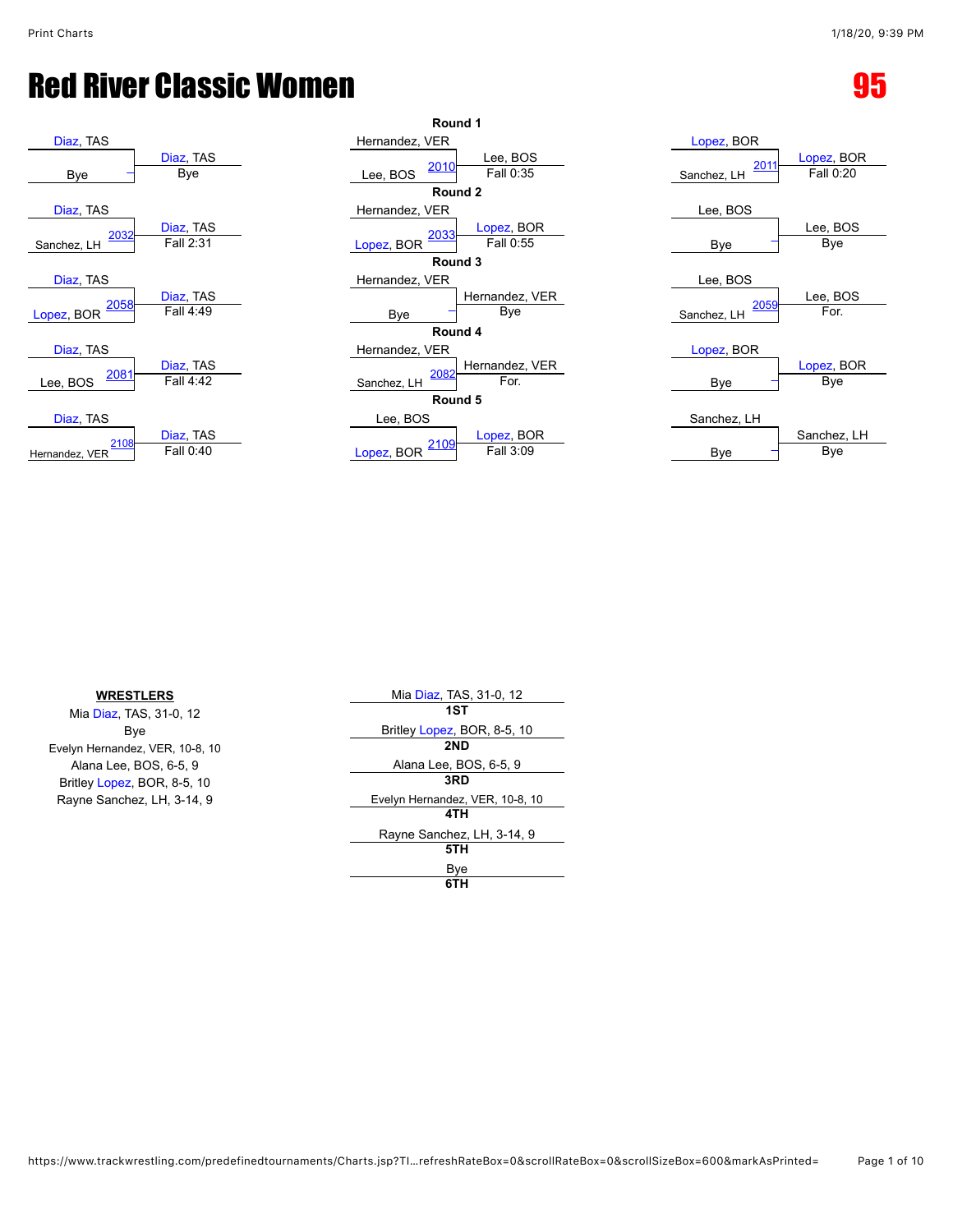# Red River Classic Women

# 95

### Round 1

| Wrestler 1 | Wrestler 2 | Bout | Winner | Result |
|---|---|---|---|---|
| Diaz, TAS | Bye | | Diaz, TAS | Bye |
| Hernandez, VER | Lee, BOS | 2010 | Lee, BOS | Fall 0:35 |
| Lopez, BOR | Sanchez, LH | 2011 | Lopez, BOR | Fall 0:20 |

### Round 2

| Wrestler 1 | Wrestler 2 | Bout | Winner | Result |
|---|---|---|---|---|
| Diaz, TAS | Sanchez, LH | 2032 | Diaz, TAS | Fall 2:31 |
| Hernandez, VER | Lopez, BOR | 2033 | Lopez, BOR | Fall 0:55 |
| Lee, BOS | Bye | | Lee, BOS | Bye |

### Round 3

| Wrestler 1 | Wrestler 2 | Bout | Winner | Result |
|---|---|---|---|---|
| Diaz, TAS | Lopez, BOR | 2058 | Diaz, TAS | Fall 4:49 |
| Hernandez, VER | Bye | | Hernandez, VER | Bye |
| Lee, BOS | Sanchez, LH | 2059 | Lee, BOS | For. |

### Round 4

| Wrestler 1 | Wrestler 2 | Bout | Winner | Result |
|---|---|---|---|---|
| Diaz, TAS | Lee, BOS | 2081 | Diaz, TAS | Fall 4:42 |
| Hernandez, VER | Sanchez, LH | 2082 | Hernandez, VER | For. |
| Lopez, BOR | Bye | | Lopez, BOR | Bye |

### Round 5

| Wrestler 1 | Wrestler 2 | Bout | Winner | Result |
|---|---|---|---|---|
| Diaz, TAS | Hernandez, VER | 2108 | Diaz, TAS | Fall 0:40 |
| Lee, BOS | Lopez, BOR | 2109 | Lopez, BOR | Fall 3:09 |
| Sanchez, LH | Bye | | Sanchez, LH | Bye |

**WRESTLERS**

- Mia Diaz, TAS, 31-0, 12
- Bye
- Evelyn Hernandez, VER, 10-8, 10
- Alana Lee, BOS, 6-5, 9
- Britley Lopez, BOR, 8-5, 10
- Rayne Sanchez, LH, 3-14, 9

| Place | Wrestler |
|---|---|
| 1ST | Mia Diaz, TAS, 31-0, 12 |
| 2ND | Britley Lopez, BOR, 8-5, 10 |
| 3RD | Alana Lee, BOS, 6-5, 9 |
| 4TH | Evelyn Hernandez, VER, 10-8, 10 |
| 5TH | Rayne Sanchez, LH, 3-14, 9 |
| 6TH | Bye |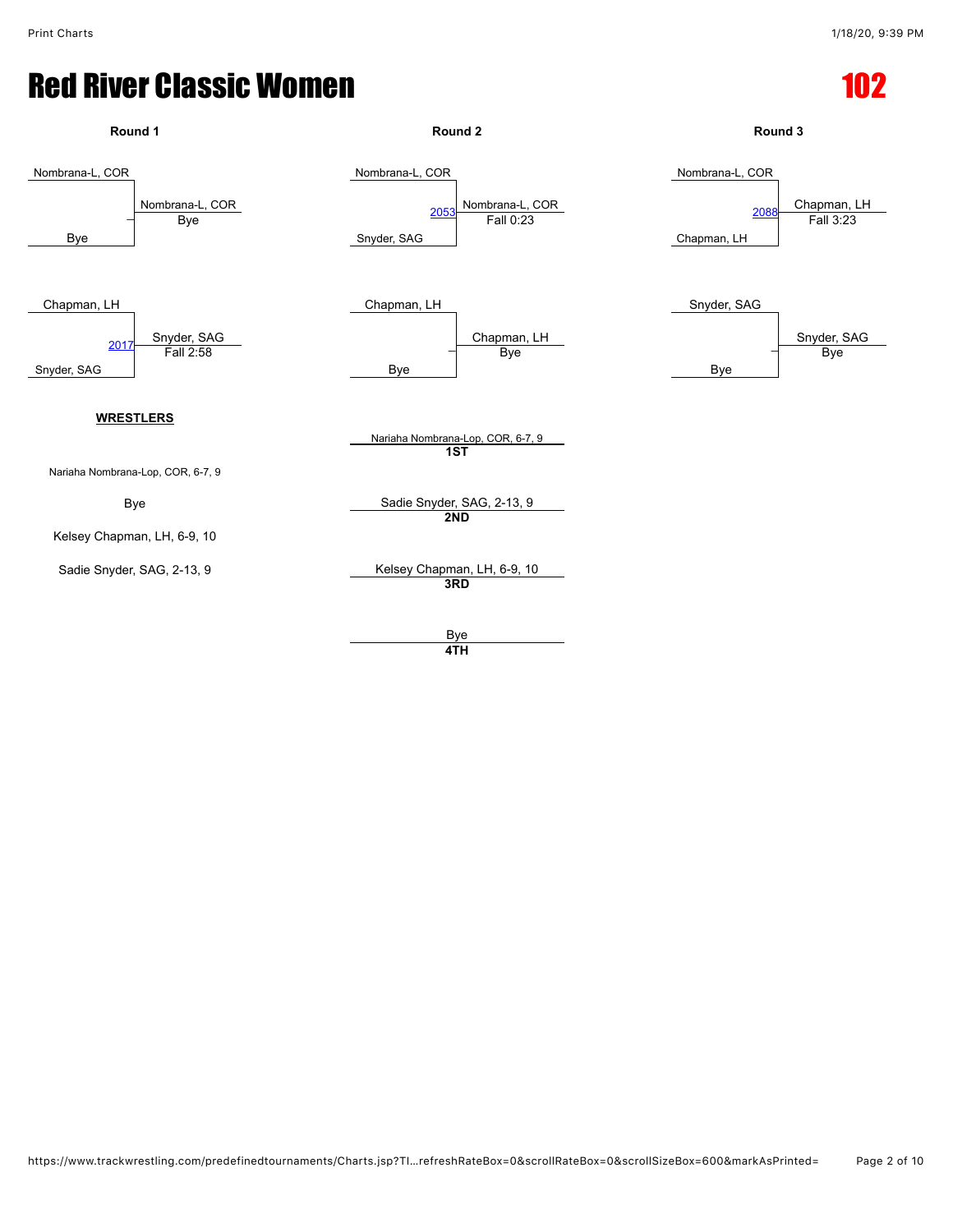# Red River Classic Women

## 102

### Round 1

| Match | Wrestler 1 | Wrestler 2 | Winner | Result |
| --- | --- | --- | --- | --- |
| – | Nombrana-L, COR | Bye | Nombrana-L, COR | Bye |
| 2017 | Chapman, LH | Snyder, SAG | Snyder, SAG | Fall 2:58 |

### Round 2

| Match | Wrestler 1 | Wrestler 2 | Winner | Result |
| --- | --- | --- | --- | --- |
| 2053 | Nombrana-L, COR | Snyder, SAG | Nombrana-L, COR | Fall 0:23 |
| – | Chapman, LH | Bye | Chapman, LH | Bye |

### Round 3

| Match | Wrestler 1 | Wrestler 2 | Winner | Result |
| --- | --- | --- | --- | --- |
| 2088 | Nombrana-L, COR | Chapman, LH | Chapman, LH | Fall 3:23 |
| – | Snyder, SAG | Bye | Snyder, SAG | Bye |

**WRESTLERS**

Nariaha Nombrana-Lop, COR, 6-7, 9

Bye

Kelsey Chapman, LH, 6-9, 10

Sadie Snyder, SAG, 2-13, 9

**Placements**

**1ST**: Nariaha Nombrana-Lop, COR, 6-7, 9

**2ND**: Sadie Snyder, SAG, 2-13, 9

**3RD**: Kelsey Chapman, LH, 6-9, 10

**4TH**: Bye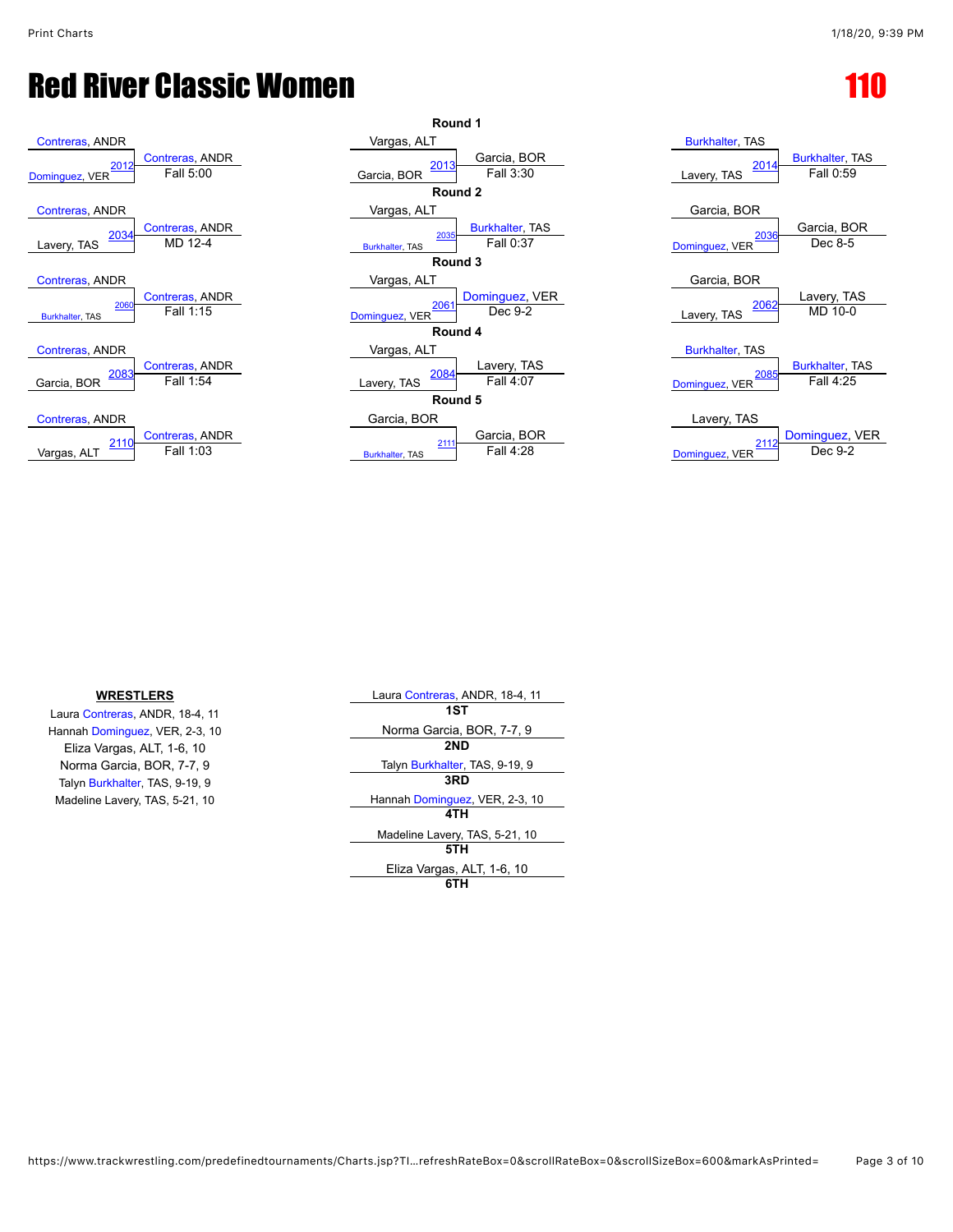# Red River Classic Women

# 110

## Round 1

| Match | Wrestler 1 | Wrestler 2 | Winner | Result |
|---|---|---|---|---|
| 2012 | Contreras, ANDR | Dominguez, VER | Contreras, ANDR | Fall 5:00 |
| 2013 | Vargas, ALT | Garcia, BOR | Garcia, BOR | Fall 3:30 |
| 2014 | Burkhalter, TAS | Lavery, TAS | Burkhalter, TAS | Fall 0:59 |

## Round 2

| Match | Wrestler 1 | Wrestler 2 | Winner | Result |
|---|---|---|---|---|
| 2034 | Contreras, ANDR | Lavery, TAS | Contreras, ANDR | MD 12-4 |
| 2035 | Vargas, ALT | Burkhalter, TAS | Burkhalter, TAS | Fall 0:37 |
| 2036 | Garcia, BOR | Dominguez, VER | Garcia, BOR | Dec 8-5 |

## Round 3

| Match | Wrestler 1 | Wrestler 2 | Winner | Result |
|---|---|---|---|---|
| 2060 | Contreras, ANDR | Burkhalter, TAS | Contreras, ANDR | Fall 1:15 |
| 2061 | Vargas, ALT | Dominguez, VER | Dominguez, VER | Dec 9-2 |
| 2062 | Garcia, BOR | Lavery, TAS | Lavery, TAS | MD 10-0 |

## Round 4

| Match | Wrestler 1 | Wrestler 2 | Winner | Result |
|---|---|---|---|---|
| 2083 | Contreras, ANDR | Garcia, BOR | Contreras, ANDR | Fall 1:54 |
| 2084 | Vargas, ALT | Lavery, TAS | Lavery, TAS | Fall 4:07 |
| 2085 | Burkhalter, TAS | Dominguez, VER | Burkhalter, TAS | Fall 4:25 |

## Round 5

| Match | Wrestler 1 | Wrestler 2 | Winner | Result |
|---|---|---|---|---|
| 2110 | Contreras, ANDR | Vargas, ALT | Contreras, ANDR | Fall 1:03 |
| 2111 | Garcia, BOR | Burkhalter, TAS | Garcia, BOR | Fall 4:28 |
| 2112 | Lavery, TAS | Dominguez, VER | Dominguez, VER | Dec 9-2 |

**WRESTLERS**

- Laura Contreras, ANDR, 18-4, 11
- Hannah Dominguez, VER, 2-3, 10
- Eliza Vargas, ALT, 1-6, 10
- Norma Garcia, BOR, 7-7, 9
- Talyn Burkhalter, TAS, 9-19, 9
- Madeline Lavery, TAS, 5-21, 10

| Place | Wrestler |
|---|---|
| 1ST | Laura Contreras, ANDR, 18-4, 11 |
| 2ND | Norma Garcia, BOR, 7-7, 9 |
| 3RD | Talyn Burkhalter, TAS, 9-19, 9 |
| 4TH | Hannah Dominguez, VER, 2-3, 10 |
| 5TH | Madeline Lavery, TAS, 5-21, 10 |
| 6TH | Eliza Vargas, ALT, 1-6, 10 |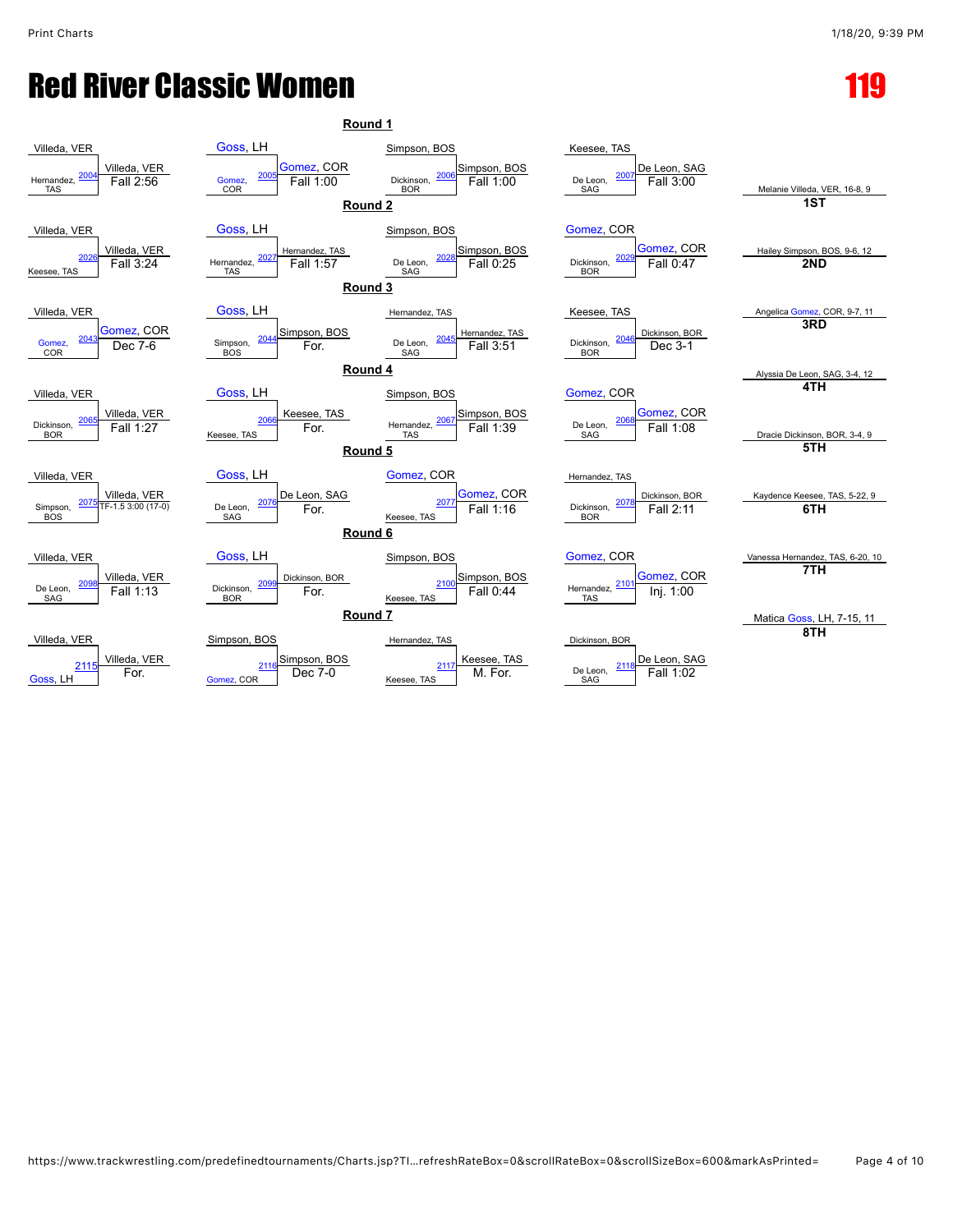# Red River Classic Women

# 119

## Round 1

| Match | Top | Bottom | Winner | Result |
|---|---|---|---|---|
| 2004 | Villeda, VER | Hernandez, TAS | Villeda, VER | Fall 2:56 |
| 2005 | Goss, LH | Gomez, COR | Gomez, COR | Fall 1:00 |
| 2006 | Simpson, BOS | Dickinson, BOR | Simpson, BOS | Fall 1:00 |
| 2007 | Keesee, TAS | De Leon, SAG | De Leon, SAG | Fall 3:00 |

## Round 2

| Match | Top | Bottom | Winner | Result |
|---|---|---|---|---|
| 2026 | Villeda, VER | Keesee, TAS | Villeda, VER | Fall 3:24 |
| 2027 | Goss, LH | Hernandez, TAS | Hernandez, TAS | Fall 1:57 |
| 2028 | Simpson, BOS | De Leon, SAG | Simpson, BOS | Fall 0:25 |
| 2029 | Gomez, COR | Dickinson, BOR | Gomez, COR | Fall 0:47 |

## Round 3

| Match | Top | Bottom | Winner | Result |
|---|---|---|---|---|
| 2043 | Villeda, VER | Gomez, COR | Gomez, COR | Dec 7-6 |
| 2044 | Goss, LH | Simpson, BOS | Simpson, BOS | For. |
| 2045 | Hernandez, TAS | De Leon, SAG | Hernandez, TAS | Fall 3:51 |
| 2046 | Keesee, TAS | Dickinson, BOR | Dickinson, BOR | Dec 3-1 |

## Round 4

| Match | Top | Bottom | Winner | Result |
|---|---|---|---|---|
| 2065 | Villeda, VER | Dickinson, BOR | Villeda, VER | Fall 1:27 |
| 2066 | Goss, LH | Keesee, TAS | Keesee, TAS | For. |
| 2067 | Simpson, BOS | Hernandez, TAS | Simpson, BOS | Fall 1:39 |
| 2068 | Gomez, COR | De Leon, SAG | Gomez, COR | Fall 1:08 |

## Round 5

| Match | Top | Bottom | Winner | Result |
|---|---|---|---|---|
| 2075 | Villeda, VER | Simpson, BOS | Villeda, VER | TF-1.5 3:00 (17-0) |
| 2076 | Goss, LH | De Leon, SAG | De Leon, SAG | For. |
| 2077 | Gomez, COR | Keesee, TAS | Gomez, COR | Fall 1:16 |
| 2078 | Hernandez, TAS | Dickinson, BOR | Dickinson, BOR | Fall 2:11 |

## Round 6

| Match | Top | Bottom | Winner | Result |
|---|---|---|---|---|
| 2098 | Villeda, VER | De Leon, SAG | Villeda, VER | Fall 1:13 |
| 2099 | Goss, LH | Dickinson, BOR | Dickinson, BOR | For. |
| 2100 | Simpson, BOS | Keesee, TAS | Simpson, BOS | Fall 0:44 |
| 2101 | Gomez, COR | Hernandez, TAS | Gomez, COR | Inj. 1:00 |

## Round 7

| Match | Top | Bottom | Winner | Result |
|---|---|---|---|---|
| 2115 | Villeda, VER | Goss, LH | Villeda, VER | For. |
| 2116 | Simpson, BOS | Gomez, COR | Simpson, BOS | Dec 7-0 |
| 2117 | Hernandez, TAS | Keesee, TAS | Keesee, TAS | M. For. |
| 2118 | Dickinson, BOR | De Leon, SAG | De Leon, SAG | Fall 1:02 |

## Placements

| Place | Wrestler |
|---|---|
| 1ST | Melanie Villeda, VER, 16-8, 9 |
| 2ND | Hailey Simpson, BOS, 9-6, 12 |
| 3RD | Angelica Gomez, COR, 9-7, 11 |
| 4TH | Alyssia De Leon, SAG, 3-4, 12 |
| 5TH | Dracie Dickinson, BOR, 3-4, 9 |
| 6TH | Kaydence Keesee, TAS, 5-22, 9 |
| 7TH | Vanessa Hernandez, TAS, 6-20, 10 |
| 8TH | Matica Goss, LH, 7-15, 11 |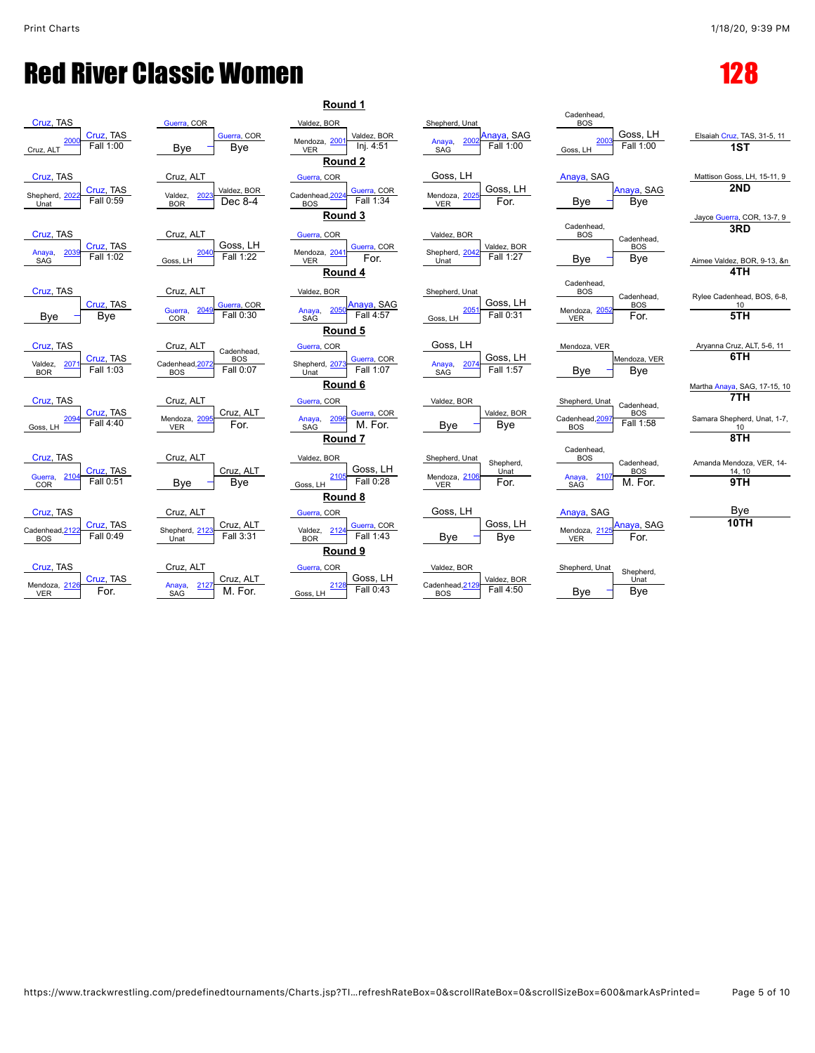# Red River Classic Women

# 128

## Round 1

| Match | Wrestler 1 | Wrestler 2 | Winner | Result |
|---|---|---|---|---|
| 2000 | Cruz, TAS | Cruz, ALT | Cruz, TAS | Fall 1:00 |
| | Guerra, COR | Bye | Guerra, COR | Bye |
| 2001 | Valdez, BOR | Mendoza, VER | Valdez, BOR | Inj. 4:51 |
| 2002 | Shepherd, Unat | Anaya, SAG | Anaya, SAG | Fall 1:00 |
| 2003 | Cadenhead, BOS | Goss, LH | Goss, LH | Fall 1:00 |

## Round 2

| Match | Wrestler 1 | Wrestler 2 | Winner | Result |
|---|---|---|---|---|
| 2022 | Cruz, TAS | Shepherd, Unat | Cruz, TAS | Fall 0:59 |
| 2023 | Cruz, ALT | Valdez, BOR | Valdez, BOR | Dec 8-4 |
| 2024 | Guerra, COR | Cadenhead, BOS | Guerra, COR | Fall 1:34 |
| 2025 | Goss, LH | Mendoza, VER | Goss, LH | For. |
| | Anaya, SAG | Bye | Anaya, SAG | Bye |

## Round 3

| Match | Wrestler 1 | Wrestler 2 | Winner | Result |
|---|---|---|---|---|
| 2039 | Cruz, TAS | Anaya, SAG | Cruz, TAS | Fall 1:02 |
| 2040 | Cruz, ALT | Goss, LH | Goss, LH | Fall 1:22 |
| 2041 | Guerra, COR | Mendoza, VER | Guerra, COR | For. |
| 2042 | Valdez, BOR | Shepherd, Unat | Valdez, BOR | Fall 1:27 |
| | Cadenhead, BOS | Bye | Cadenhead, BOS | Bye |

## Round 4

| Match | Wrestler 1 | Wrestler 2 | Winner | Result |
|---|---|---|---|---|
| | Cruz, TAS | Bye | Cruz, TAS | Bye |
| 2049 | Cruz, ALT | Guerra, COR | Guerra, COR | Fall 0:30 |
| 2050 | Valdez, BOR | Anaya, SAG | Anaya, SAG | Fall 4:57 |
| 2051 | Shepherd, Unat | Goss, LH | Goss, LH | Fall 0:31 |
| 2052 | Cadenhead, BOS | Mendoza, VER | Cadenhead, BOS | For. |

## Round 5

| Match | Wrestler 1 | Wrestler 2 | Winner | Result |
|---|---|---|---|---|
| 2071 | Cruz, TAS | Valdez, BOR | Cruz, TAS | Fall 1:03 |
| 2072 | Cruz, ALT | Cadenhead, BOS | Cadenhead, BOS | Fall 0:07 |
| 2073 | Guerra, COR | Shepherd, Unat | Guerra, COR | Fall 1:07 |
| 2074 | Goss, LH | Anaya, SAG | Goss, LH | Fall 1:57 |
| | Mendoza, VER | Bye | Mendoza, VER | Bye |

## Round 6

| Match | Wrestler 1 | Wrestler 2 | Winner | Result |
|---|---|---|---|---|
| 2094 | Cruz, TAS | Goss, LH | Cruz, TAS | Fall 4:40 |
| 2095 | Cruz, ALT | Mendoza, VER | Cruz, ALT | For. |
| 2096 | Guerra, COR | Anaya, SAG | Guerra, COR | M. For. |
| | Valdez, BOR | Bye | Valdez, BOR | Bye |
| 2097 | Shepherd, Unat | Cadenhead, BOS | Cadenhead, BOS | Fall 1:58 |

## Round 7

| Match | Wrestler 1 | Wrestler 2 | Winner | Result |
|---|---|---|---|---|
| 2104 | Cruz, TAS | Guerra, COR | Cruz, TAS | Fall 0:51 |
| | Cruz, ALT | Bye | Cruz, ALT | Bye |
| 2105 | Valdez, BOR | Goss, LH | Goss, LH | Fall 0:28 |
| 2106 | Shepherd, Unat | Mendoza, VER | Shepherd, Unat | For. |
| 2107 | Cadenhead, BOS | Anaya, SAG | Cadenhead, BOS | M. For. |

## Round 8

| Match | Wrestler 1 | Wrestler 2 | Winner | Result |
|---|---|---|---|---|
| 2122 | Cruz, TAS | Cadenhead, BOS | Cruz, TAS | Fall 0:49 |
| 2123 | Cruz, ALT | Shepherd, Unat | Cruz, ALT | Fall 3:31 |
| 2124 | Guerra, COR | Valdez, BOR | Guerra, COR | Fall 1:43 |
| | Goss, LH | Bye | Goss, LH | Bye |
| 2125 | Anaya, SAG | Mendoza, VER | Anaya, SAG | For. |

## Round 9

| Match | Wrestler 1 | Wrestler 2 | Winner | Result |
|---|---|---|---|---|
| 2126 | Cruz, TAS | Mendoza, VER | Cruz, TAS | For. |
| 2127 | Cruz, ALT | Anaya, SAG | Cruz, ALT | M. For. |
| 2128 | Guerra, COR | Goss, LH | Goss, LH | Fall 0:43 |
| 2129 | Valdez, BOR | Cadenhead, BOS | Valdez, BOR | Fall 4:50 |
| | Shepherd, Unat | Bye | Shepherd, Unat | Bye |

## Placings

| Place | Wrestler |
|---|---|
| 1ST | Elsaiah Cruz, TAS, 31-5, 11 |
| 2ND | Mattison Goss, LH, 15-11, 9 |
| 3RD | Jayce Guerra, COR, 13-7, 9 |
| 4TH | Aimee Valdez, BOR, 9-13, &n |
| 5TH | Rylee Cadenhead, BOS, 6-8, 10 |
| 6TH | Aryanna Cruz, ALT, 5-6, 11 |
| 7TH | Martha Anaya, SAG, 17-15, 10 |
| 8TH | Samara Shepherd, Unat, 1-7, 10 |
| 9TH | Amanda Mendoza, VER, 14-14, 10 |
| 10TH | Bye |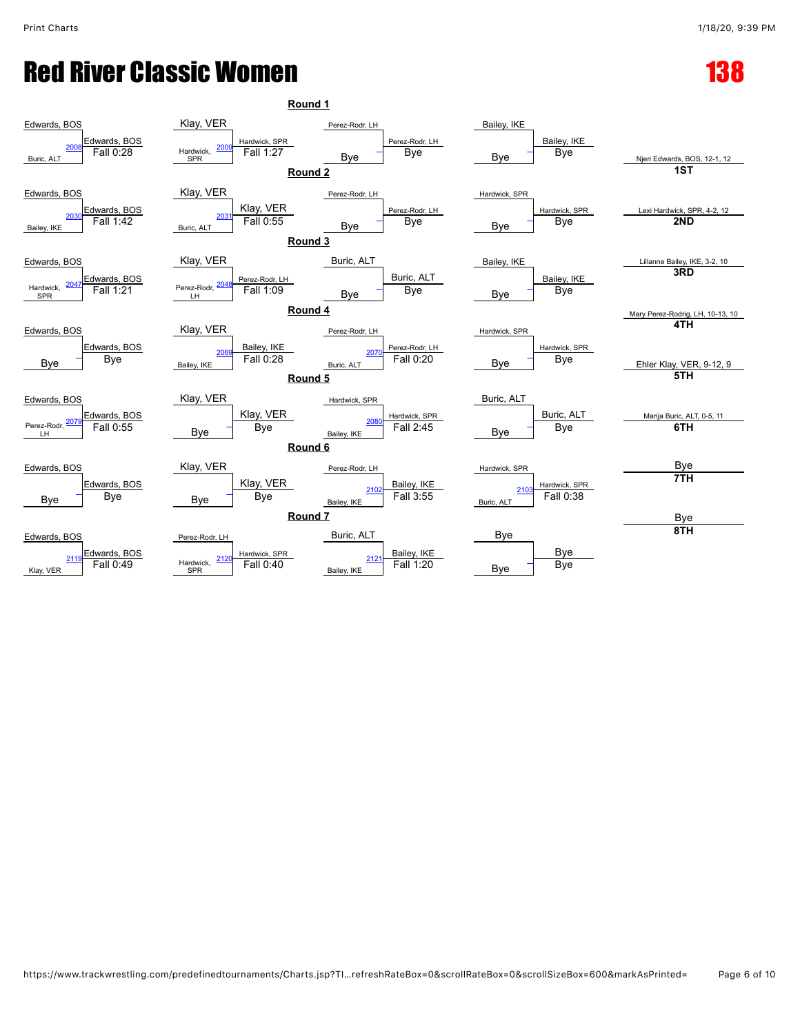# Red River Classic Women

## 138

### Round 1

| Wrestler 1 | Wrestler 2 | Bout | Winner | Result |
|---|---|---|---|---|
| Edwards, BOS | Buric, ALT | 2008 | Edwards, BOS | Fall 0:28 |
| Klay, VER | Hardwick, SPR | 2009 | Hardwick, SPR | Fall 1:27 |
| Perez-Rodr, LH | Bye | – | Perez-Rodr, LH | Bye |
| Bailey, IKE | Bye | – | Bailey, IKE | Bye |

### Round 2

| Wrestler 1 | Wrestler 2 | Bout | Winner | Result |
|---|---|---|---|---|
| Edwards, BOS | Bailey, IKE | 2030 | Edwards, BOS | Fall 1:42 |
| Klay, VER | Buric, ALT | 2031 | Klay, VER | Fall 0:55 |
| Perez-Rodr, LH | Bye | – | Perez-Rodr, LH | Bye |
| Hardwick, SPR | Bye | – | Hardwick, SPR | Bye |

### Round 3

| Wrestler 1 | Wrestler 2 | Bout | Winner | Result |
|---|---|---|---|---|
| Edwards, BOS | Hardwick, SPR | 2047 | Edwards, BOS | Fall 1:21 |
| Klay, VER | Perez-Rodr, LH | 2048 | Perez-Rodr, LH | Fall 1:09 |
| Buric, ALT | Bye | – | Buric, ALT | Bye |
| Bailey, IKE | Bye | – | Bailey, IKE | Bye |

### Round 4

| Wrestler 1 | Wrestler 2 | Bout | Winner | Result |
|---|---|---|---|---|
| Edwards, BOS | Bye | – | Edwards, BOS | Bye |
| Klay, VER | Bailey, IKE | 2069 | Bailey, IKE | Fall 0:28 |
| Perez-Rodr, LH | Buric, ALT | 2070 | Perez-Rodr, LH | Fall 0:20 |
| Hardwick, SPR | Bye | – | Hardwick, SPR | Bye |

### Round 5

| Wrestler 1 | Wrestler 2 | Bout | Winner | Result |
|---|---|---|---|---|
| Edwards, BOS | Perez-Rodr, LH | 2079 | Edwards, BOS | Fall 0:55 |
| Klay, VER | Bye | – | Klay, VER | Bye |
| Hardwick, SPR | Bailey, IKE | 2080 | Hardwick, SPR | Fall 2:45 |
| Buric, ALT | Bye | – | Buric, ALT | Bye |

### Round 6

| Wrestler 1 | Wrestler 2 | Bout | Winner | Result |
|---|---|---|---|---|
| Edwards, BOS | Bye | – | Edwards, BOS | Bye |
| Klay, VER | Bye | – | Klay, VER | Bye |
| Perez-Rodr, LH | Bailey, IKE | 2102 | Bailey, IKE | Fall 3:55 |
| Hardwick, SPR | Buric, ALT | 2103 | Hardwick, SPR | Fall 0:38 |

### Round 7

| Wrestler 1 | Wrestler 2 | Bout | Winner | Result |
|---|---|---|---|---|
| Edwards, BOS | Klay, VER | 2119 | Edwards, BOS | Fall 0:49 |
| Perez-Rodr, LH | Hardwick, SPR | 2120 | Hardwick, SPR | Fall 0:40 |
| Buric, ALT | Bailey, IKE | 2121 | Bailey, IKE | Fall 1:20 |
| Bye | Bye | – | Bye | Bye |

### Placements

| Place | Wrestler |
|---|---|
| 1ST | Njeri Edwards, BOS, 12-1, 12 |
| 2ND | Lexi Hardwick, SPR, 4-2, 12 |
| 3RD | Lillanne Bailey, IKE, 3-2, 10 |
| 4TH | Mary Perez-Rodrig, LH, 10-13, 10 |
| 5TH | Ehler Klay, VER, 9-12, 9 |
| 6TH | Marija Buric, ALT, 0-5, 11 |
| 7TH | Bye |
| 8TH | Bye |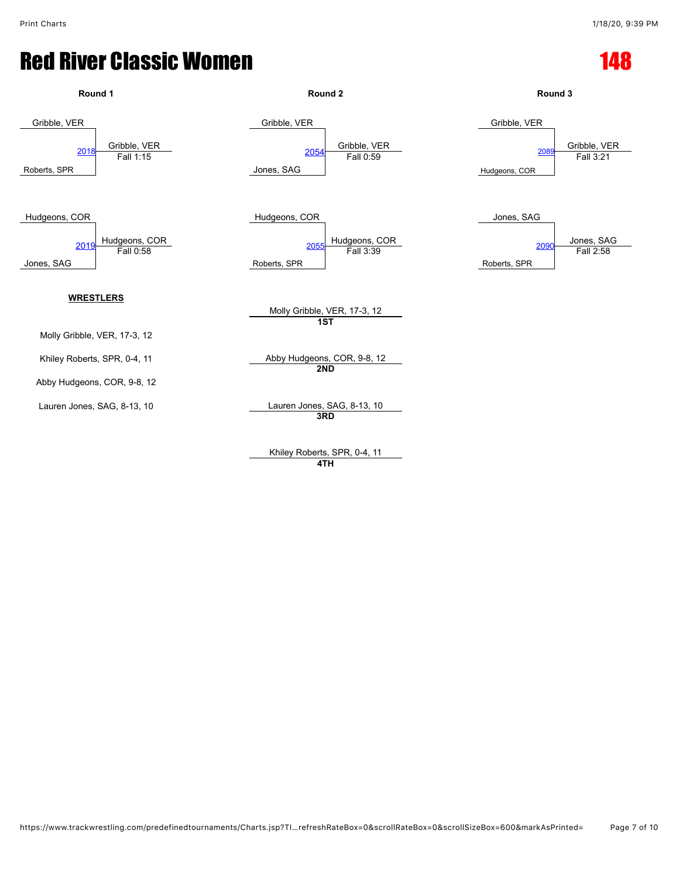# Red River Classic Women

# 148

## Round 1

Gribble, VER
Roberts, SPR
2018 — Gribble, VER — Fall 1:15

Hudgeons, COR
Jones, SAG
2019 — Hudgeons, COR — Fall 0:58

## Round 2

Gribble, VER
Jones, SAG
2054 — Gribble, VER — Fall 0:59

Hudgeons, COR
Roberts, SPR
2055 — Hudgeons, COR — Fall 3:39

## Round 3

Gribble, VER
Hudgeons, COR
2089 — Gribble, VER — Fall 3:21

Jones, SAG
Roberts, SPR
2090 — Jones, SAG — Fall 2:58

**WRESTLERS**

Molly Gribble, VER, 17-3, 12

Khiley Roberts, SPR, 0-4, 11

Abby Hudgeons, COR, 9-8, 12

Lauren Jones, SAG, 8-13, 10

Molly Gribble, VER, 17-3, 12
**1ST**

Abby Hudgeons, COR, 9-8, 12
**2ND**

Lauren Jones, SAG, 8-13, 10
**3RD**

Khiley Roberts, SPR, 0-4, 11
**4TH**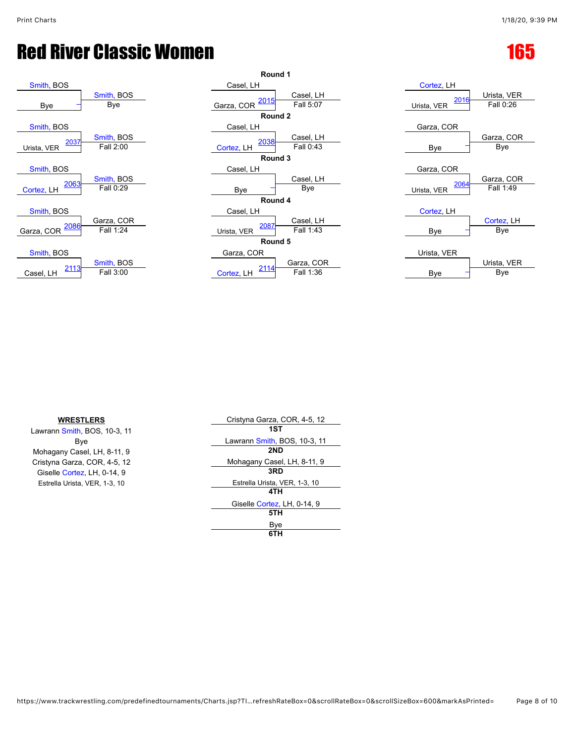# Red River Classic Women

# 165

## Round 1

| Wrestler 1 | Wrestler 2 | Bout | Winner | Result |
|---|---|---|---|---|
| Smith, BOS | Bye | – | Smith, BOS | Bye |
| Casel, LH | Garza, COR | 2015 | Casel, LH | Fall 5:07 |
| Cortez, LH | Urista, VER | 2016 | Urista, VER | Fall 0:26 |

## Round 2

| Wrestler 1 | Wrestler 2 | Bout | Winner | Result |
|---|---|---|---|---|
| Smith, BOS | Urista, VER | 2037 | Smith, BOS | Fall 2:00 |
| Casel, LH | Cortez, LH | 2038 | Casel, LH | Fall 0:43 |
| Garza, COR | Bye | – | Garza, COR | Bye |

## Round 3

| Wrestler 1 | Wrestler 2 | Bout | Winner | Result |
|---|---|---|---|---|
| Smith, BOS | Cortez, LH | 2063 | Smith, BOS | Fall 0:29 |
| Casel, LH | Bye | – | Casel, LH | Bye |
| Garza, COR | Urista, VER | 2064 | Garza, COR | Fall 1:49 |

## Round 4

| Wrestler 1 | Wrestler 2 | Bout | Winner | Result |
|---|---|---|---|---|
| Smith, BOS | Garza, COR | 2086 | Garza, COR | Fall 1:24 |
| Casel, LH | Urista, VER | 2087 | Casel, LH | Fall 1:43 |
| Cortez, LH | Bye | – | Cortez, LH | Bye |

## Round 5

| Wrestler 1 | Wrestler 2 | Bout | Winner | Result |
|---|---|---|---|---|
| Smith, BOS | Casel, LH | 2113 | Smith, BOS | Fall 3:00 |
| Garza, COR | Cortez, LH | 2114 | Garza, COR | Fall 1:36 |
| Urista, VER | Bye | – | Urista, VER | Bye |

**WRESTLERS**

Lawrann Smith, BOS, 10-3, 11
Bye
Mohagany Casel, LH, 8-11, 9
Cristyna Garza, COR, 4-5, 12
Giselle Cortez, LH, 0-14, 9
Estrella Urista, VER, 1-3, 10

| Place | Wrestler |
|---|---|
| 1ST | Cristyna Garza, COR, 4-5, 12 |
| 2ND | Lawrann Smith, BOS, 10-3, 11 |
| 3RD | Mohagany Casel, LH, 8-11, 9 |
| 4TH | Estrella Urista, VER, 1-3, 10 |
| 5TH | Giselle Cortez, LH, 0-14, 9 |
| 6TH | Bye |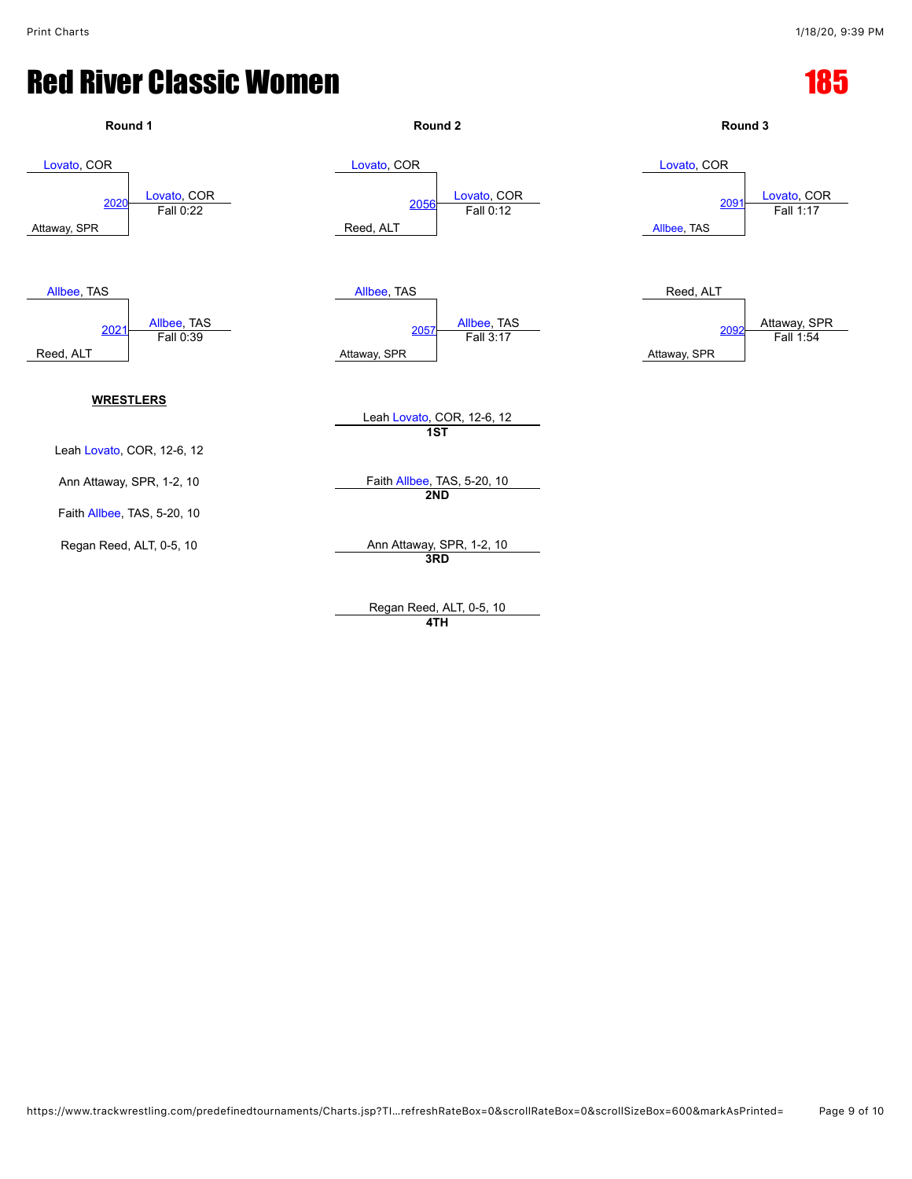# Red River Classic Women

## 185

### Round 1

| Bout | Wrestler 1 | Wrestler 2 | Winner | Result |
|---|---|---|---|---|
| 2020 | Lovato, COR | Attaway, SPR | Lovato, COR | Fall 0:22 |
| 2021 | Allbee, TAS | Reed, ALT | Allbee, TAS | Fall 0:39 |

### Round 2

| Bout | Wrestler 1 | Wrestler 2 | Winner | Result |
|---|---|---|---|---|
| 2056 | Lovato, COR | Reed, ALT | Lovato, COR | Fall 0:12 |
| 2057 | Allbee, TAS | Attaway, SPR | Allbee, TAS | Fall 3:17 |

### Round 3

| Bout | Wrestler 1 | Wrestler 2 | Winner | Result |
|---|---|---|---|---|
| 2091 | Lovato, COR | Allbee, TAS | Lovato, COR | Fall 1:17 |
| 2092 | Reed, ALT | Attaway, SPR | Attaway, SPR | Fall 1:54 |

**WRESTLERS**

- Leah Lovato, COR, 12-6, 12
- Ann Attaway, SPR, 1-2, 10
- Faith Allbee, TAS, 5-20, 10
- Regan Reed, ALT, 0-5, 10

**Placements**

| Place | Wrestler |
|---|---|
| 1ST | Leah Lovato, COR, 12-6, 12 |
| 2ND | Faith Allbee, TAS, 5-20, 10 |
| 3RD | Ann Attaway, SPR, 1-2, 10 |
| 4TH | Regan Reed, ALT, 0-5, 10 |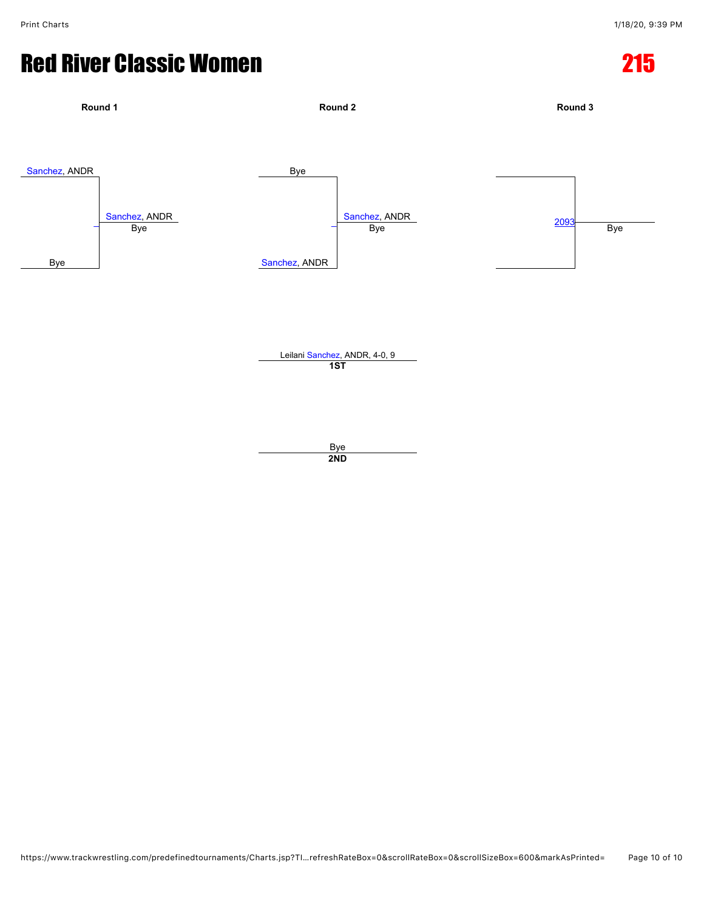# Red River Classic Women

# 215

**Round 1**

Sanchez, ANDR

Sanchez, ANDR
Bye

Bye

**Round 2**

Bye

Sanchez, ANDR
Bye

Sanchez, ANDR

**Round 3**

2093

Bye

Leilani Sanchez, ANDR, 4-0, 9
**1ST**

Bye
**2ND**